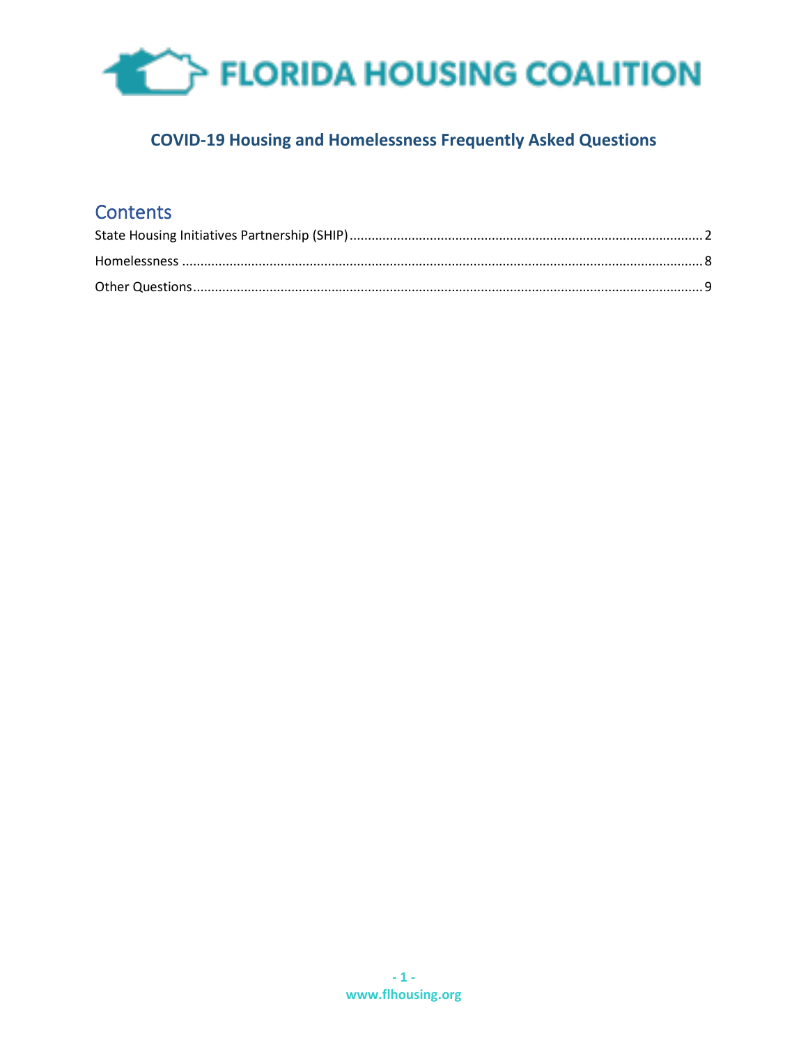FLORIDA HOUSING COALITION

# COVID-19 Housing and Homelessness Frequently Asked Questions

## Contents

State Housing Initiatives Partnership (SHIP) ........ 2

Homelessness ........ 8

Other Questions ........ 9

www.flhousing.org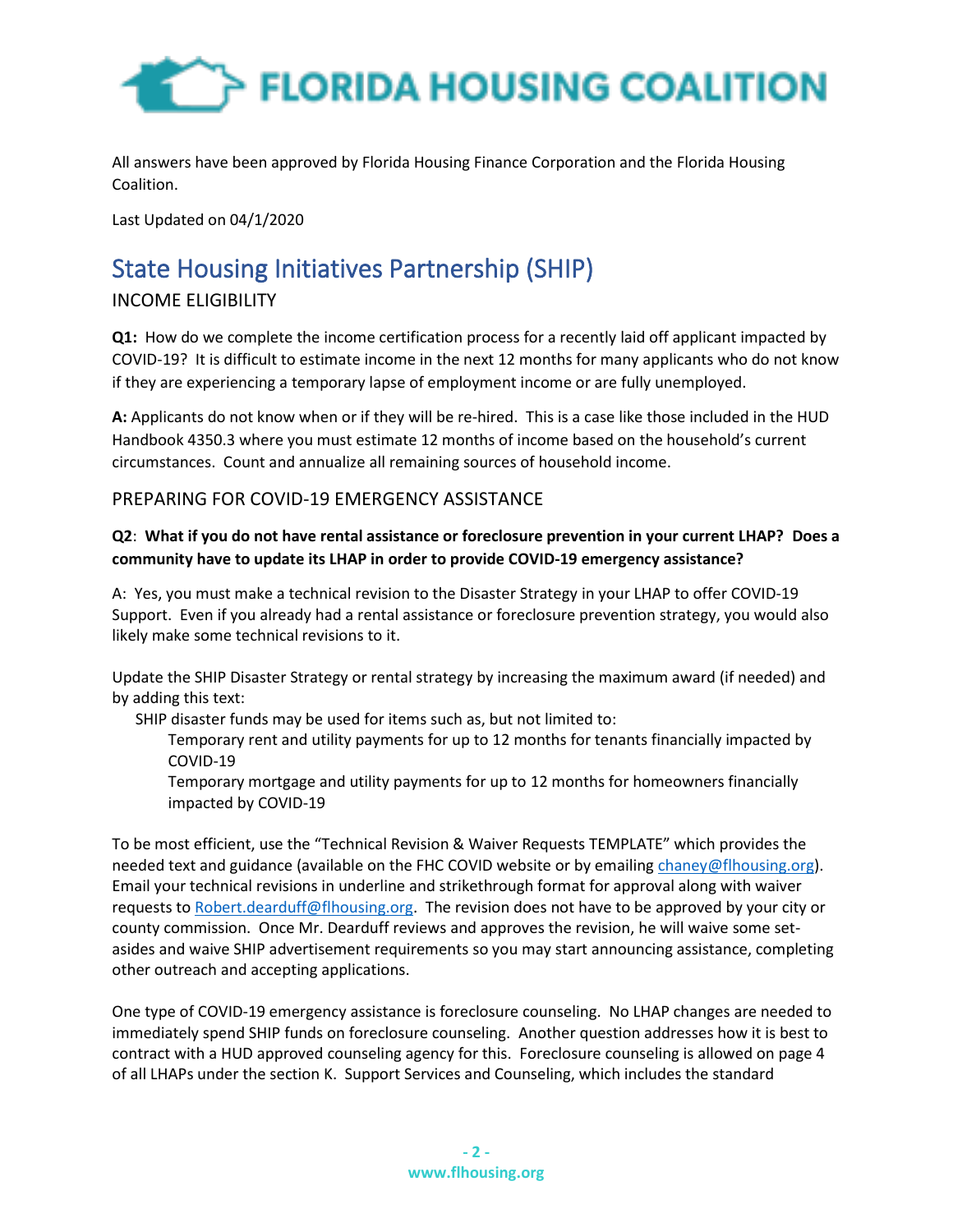All answers have been approved by Florida Housing Finance Corporation and the Florida Housing Coalition.

Last Updated on 04/1/2020

# State Housing Initiatives Partnership (SHIP)

## INCOME ELIGIBILITY

**Q1:** How do we complete the income certification process for a recently laid off applicant impacted by COVID-19? It is difficult to estimate income in the next 12 months for many applicants who do not know if they are experiencing a temporary lapse of employment income or are fully unemployed.

**A:** Applicants do not know when or if they will be re-hired. This is a case like those included in the HUD Handbook 4350.3 where you must estimate 12 months of income based on the household's current circumstances. Count and annualize all remaining sources of household income.

## PREPARING FOR COVID-19 EMERGENCY ASSISTANCE

**Q2**: **What if you do not have rental assistance or foreclosure prevention in your current LHAP? Does a community have to update its LHAP in order to provide COVID-19 emergency assistance?**

A: Yes, you must make a technical revision to the Disaster Strategy in your LHAP to offer COVID-19 Support. Even if you already had a rental assistance or foreclosure prevention strategy, you would also likely make some technical revisions to it.

Update the SHIP Disaster Strategy or rental strategy by increasing the maximum award (if needed) and by adding this text:

SHIP disaster funds may be used for items such as, but not limited to:

- Temporary rent and utility payments for up to 12 months for tenants financially impacted by COVID-19
- Temporary mortgage and utility payments for up to 12 months for homeowners financially impacted by COVID-19

To be most efficient, use the "Technical Revision & Waiver Requests TEMPLATE" which provides the needed text and guidance (available on the FHC COVID website or by emailing chaney@flhousing.org). Email your technical revisions in underline and strikethrough format for approval along with waiver requests to Robert.dearduff@flhousing.org. The revision does not have to be approved by your city or county commission. Once Mr. Dearduff reviews and approves the revision, he will waive some set-asides and waive SHIP advertisement requirements so you may start announcing assistance, completing other outreach and accepting applications.

One type of COVID-19 emergency assistance is foreclosure counseling. No LHAP changes are needed to immediately spend SHIP funds on foreclosure counseling. Another question addresses how it is best to contract with a HUD approved counseling agency for this. Foreclosure counseling is allowed on page 4 of all LHAPs under the section K. Support Services and Counseling, which includes the standard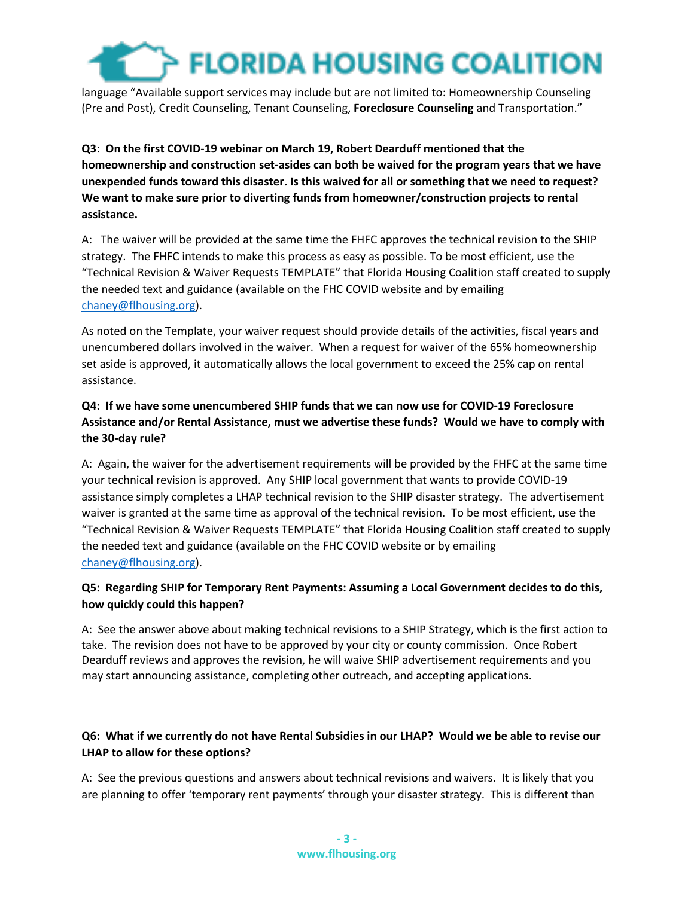language "Available support services may include but are not limited to: Homeownership Counseling (Pre and Post), Credit Counseling, Tenant Counseling, **Foreclosure Counseling** and Transportation."

**Q3**: **On the first COVID-19 webinar on March 19, Robert Dearduff mentioned that the homeownership and construction set-asides can both be waived for the program years that we have unexpended funds toward this disaster. Is this waived for all or something that we need to request? We want to make sure prior to diverting funds from homeowner/construction projects to rental assistance.**

A: The waiver will be provided at the same time the FHFC approves the technical revision to the SHIP strategy. The FHFC intends to make this process as easy as possible. To be most efficient, use the "Technical Revision & Waiver Requests TEMPLATE" that Florida Housing Coalition staff created to supply the needed text and guidance (available on the FHC COVID website and by emailing chaney@flhousing.org).

As noted on the Template, your waiver request should provide details of the activities, fiscal years and unencumbered dollars involved in the waiver. When a request for waiver of the 65% homeownership set aside is approved, it automatically allows the local government to exceed the 25% cap on rental assistance.

**Q4: If we have some unencumbered SHIP funds that we can now use for COVID-19 Foreclosure Assistance and/or Rental Assistance, must we advertise these funds? Would we have to comply with the 30-day rule?**

A: Again, the waiver for the advertisement requirements will be provided by the FHFC at the same time your technical revision is approved. Any SHIP local government that wants to provide COVID-19 assistance simply completes a LHAP technical revision to the SHIP disaster strategy. The advertisement waiver is granted at the same time as approval of the technical revision. To be most efficient, use the "Technical Revision & Waiver Requests TEMPLATE" that Florida Housing Coalition staff created to supply the needed text and guidance (available on the FHC COVID website or by emailing chaney@flhousing.org).

**Q5: Regarding SHIP for Temporary Rent Payments: Assuming a Local Government decides to do this, how quickly could this happen?**

A: See the answer above about making technical revisions to a SHIP Strategy, which is the first action to take. The revision does not have to be approved by your city or county commission. Once Robert Dearduff reviews and approves the revision, he will waive SHIP advertisement requirements and you may start announcing assistance, completing other outreach, and accepting applications.

**Q6: What if we currently do not have Rental Subsidies in our LHAP? Would we be able to revise our LHAP to allow for these options?**

A: See the previous questions and answers about technical revisions and waivers. It is likely that you are planning to offer 'temporary rent payments' through your disaster strategy. This is different than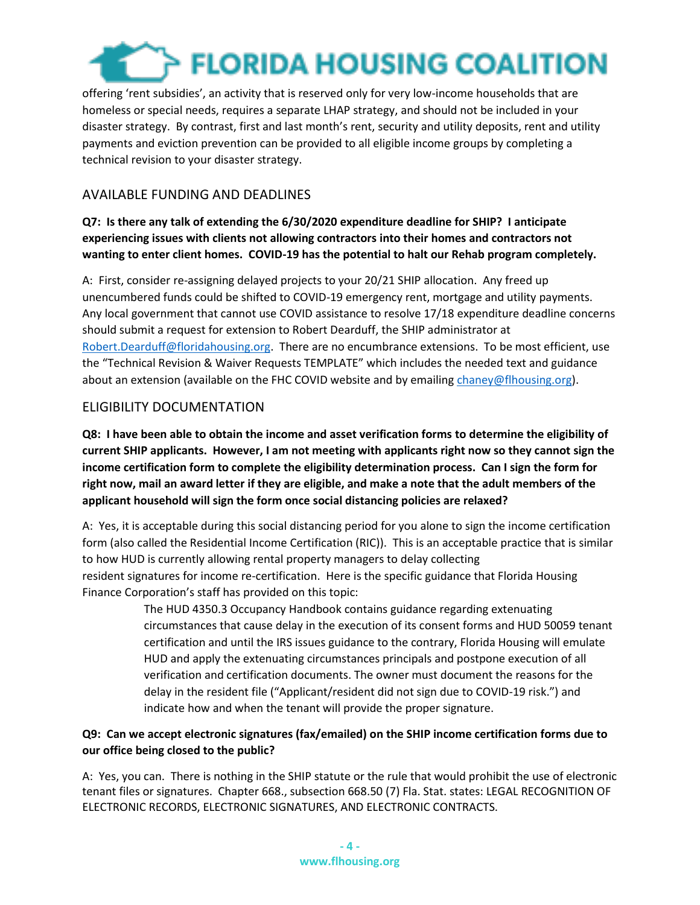offering 'rent subsidies', an activity that is reserved only for very low-income households that are homeless or special needs, requires a separate LHAP strategy, and should not be included in your disaster strategy. By contrast, first and last month's rent, security and utility deposits, rent and utility payments and eviction prevention can be provided to all eligible income groups by completing a technical revision to your disaster strategy.

## AVAILABLE FUNDING AND DEADLINES

**Q7: Is there any talk of extending the 6/30/2020 expenditure deadline for SHIP? I anticipate experiencing issues with clients not allowing contractors into their homes and contractors not wanting to enter client homes. COVID-19 has the potential to halt our Rehab program completely.**

A: First, consider re-assigning delayed projects to your 20/21 SHIP allocation. Any freed up unencumbered funds could be shifted to COVID-19 emergency rent, mortgage and utility payments. Any local government that cannot use COVID assistance to resolve 17/18 expenditure deadline concerns should submit a request for extension to Robert Dearduff, the SHIP administrator at Robert.Dearduff@floridahousing.org. There are no encumbrance extensions. To be most efficient, use the "Technical Revision & Waiver Requests TEMPLATE" which includes the needed text and guidance about an extension (available on the FHC COVID website and by emailing chaney@flhousing.org).

## ELIGIBILITY DOCUMENTATION

**Q8: I have been able to obtain the income and asset verification forms to determine the eligibility of current SHIP applicants. However, I am not meeting with applicants right now so they cannot sign the income certification form to complete the eligibility determination process. Can I sign the form for right now, mail an award letter if they are eligible, and make a note that the adult members of the applicant household will sign the form once social distancing policies are relaxed?**

A: Yes, it is acceptable during this social distancing period for you alone to sign the income certification form (also called the Residential Income Certification (RIC)). This is an acceptable practice that is similar to how HUD is currently allowing rental property managers to delay collecting resident signatures for income re-certification. Here is the specific guidance that Florida Housing Finance Corporation's staff has provided on this topic:

> The HUD 4350.3 Occupancy Handbook contains guidance regarding extenuating circumstances that cause delay in the execution of its consent forms and HUD 50059 tenant certification and until the IRS issues guidance to the contrary, Florida Housing will emulate HUD and apply the extenuating circumstances principals and postpone execution of all verification and certification documents. The owner must document the reasons for the delay in the resident file ("Applicant/resident did not sign due to COVID-19 risk.") and indicate how and when the tenant will provide the proper signature.

**Q9: Can we accept electronic signatures (fax/emailed) on the SHIP income certification forms due to our office being closed to the public?**

A: Yes, you can. There is nothing in the SHIP statute or the rule that would prohibit the use of electronic tenant files or signatures. Chapter 668., subsection 668.50 (7) Fla. Stat. states: LEGAL RECOGNITION OF ELECTRONIC RECORDS, ELECTRONIC SIGNATURES, AND ELECTRONIC CONTRACTS.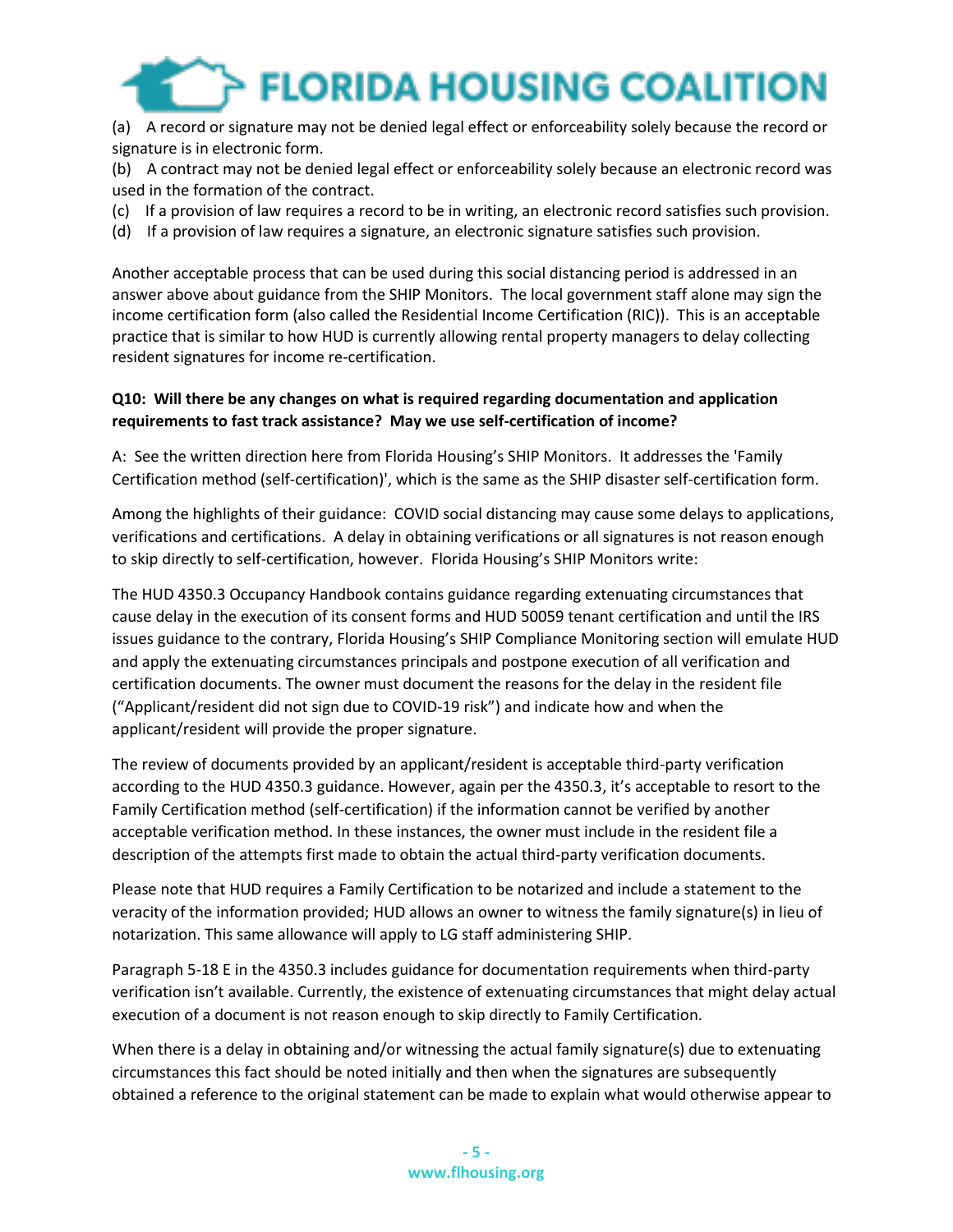(a) A record or signature may not be denied legal effect or enforceability solely because the record or signature is in electronic form.
(b) A contract may not be denied legal effect or enforceability solely because an electronic record was used in the formation of the contract.
(c) If a provision of law requires a record to be in writing, an electronic record satisfies such provision.
(d) If a provision of law requires a signature, an electronic signature satisfies such provision.

Another acceptable process that can be used during this social distancing period is addressed in an answer above about guidance from the SHIP Monitors. The local government staff alone may sign the income certification form (also called the Residential Income Certification (RIC)). This is an acceptable practice that is similar to how HUD is currently allowing rental property managers to delay collecting resident signatures for income re-certification.

**Q10: Will there be any changes on what is required regarding documentation and application requirements to fast track assistance? May we use self-certification of income?**

A: See the written direction here from Florida Housing's SHIP Monitors. It addresses the 'Family Certification method (self-certification)', which is the same as the SHIP disaster self-certification form.

Among the highlights of their guidance: COVID social distancing may cause some delays to applications, verifications and certifications. A delay in obtaining verifications or all signatures is not reason enough to skip directly to self-certification, however. Florida Housing's SHIP Monitors write:

The HUD 4350.3 Occupancy Handbook contains guidance regarding extenuating circumstances that cause delay in the execution of its consent forms and HUD 50059 tenant certification and until the IRS issues guidance to the contrary, Florida Housing's SHIP Compliance Monitoring section will emulate HUD and apply the extenuating circumstances principals and postpone execution of all verification and certification documents. The owner must document the reasons for the delay in the resident file ("Applicant/resident did not sign due to COVID-19 risk") and indicate how and when the applicant/resident will provide the proper signature.

The review of documents provided by an applicant/resident is acceptable third-party verification according to the HUD 4350.3 guidance. However, again per the 4350.3, it's acceptable to resort to the Family Certification method (self-certification) if the information cannot be verified by another acceptable verification method. In these instances, the owner must include in the resident file a description of the attempts first made to obtain the actual third-party verification documents.

Please note that HUD requires a Family Certification to be notarized and include a statement to the veracity of the information provided; HUD allows an owner to witness the family signature(s) in lieu of notarization. This same allowance will apply to LG staff administering SHIP.

Paragraph 5-18 E in the 4350.3 includes guidance for documentation requirements when third-party verification isn't available. Currently, the existence of extenuating circumstances that might delay actual execution of a document is not reason enough to skip directly to Family Certification.

When there is a delay in obtaining and/or witnessing the actual family signature(s) due to extenuating circumstances this fact should be noted initially and then when the signatures are subsequently obtained a reference to the original statement can be made to explain what would otherwise appear to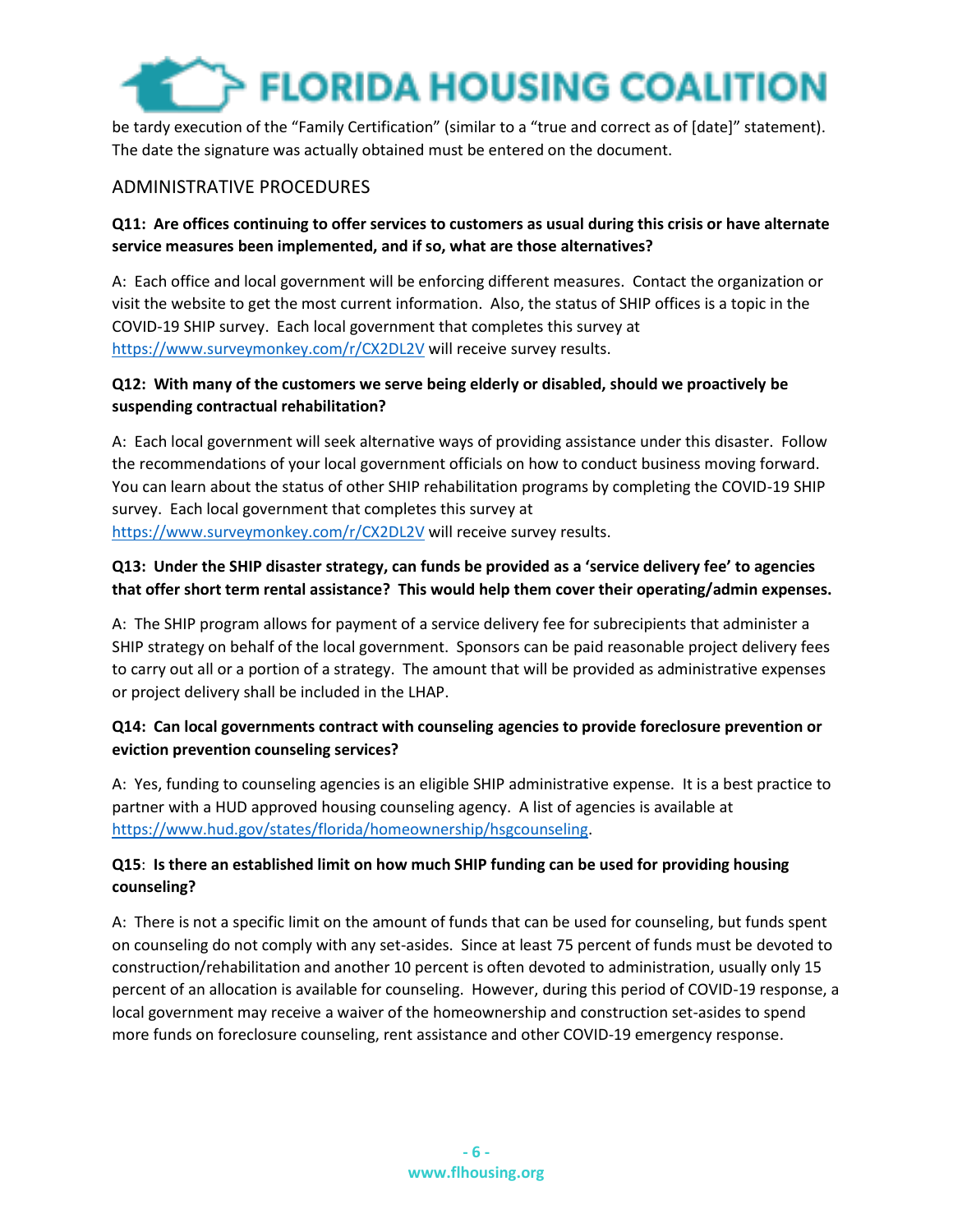be tardy execution of the "Family Certification" (similar to a "true and correct as of [date]" statement). The date the signature was actually obtained must be entered on the document.

## ADMINISTRATIVE PROCEDURES

**Q11: Are offices continuing to offer services to customers as usual during this crisis or have alternate service measures been implemented, and if so, what are those alternatives?**

A: Each office and local government will be enforcing different measures. Contact the organization or visit the website to get the most current information. Also, the status of SHIP offices is a topic in the COVID-19 SHIP survey. Each local government that completes this survey at https://www.surveymonkey.com/r/CX2DL2V will receive survey results.

**Q12: With many of the customers we serve being elderly or disabled, should we proactively be suspending contractual rehabilitation?**

A: Each local government will seek alternative ways of providing assistance under this disaster. Follow the recommendations of your local government officials on how to conduct business moving forward. You can learn about the status of other SHIP rehabilitation programs by completing the COVID-19 SHIP survey. Each local government that completes this survey at https://www.surveymonkey.com/r/CX2DL2V will receive survey results.

**Q13: Under the SHIP disaster strategy, can funds be provided as a 'service delivery fee' to agencies that offer short term rental assistance? This would help them cover their operating/admin expenses.**

A: The SHIP program allows for payment of a service delivery fee for subrecipients that administer a SHIP strategy on behalf of the local government. Sponsors can be paid reasonable project delivery fees to carry out all or a portion of a strategy. The amount that will be provided as administrative expenses or project delivery shall be included in the LHAP.

**Q14: Can local governments contract with counseling agencies to provide foreclosure prevention or eviction prevention counseling services?**

A: Yes, funding to counseling agencies is an eligible SHIP administrative expense. It is a best practice to partner with a HUD approved housing counseling agency. A list of agencies is available at https://www.hud.gov/states/florida/homeownership/hsgcounseling.

**Q15**: **Is there an established limit on how much SHIP funding can be used for providing housing counseling?**

A: There is not a specific limit on the amount of funds that can be used for counseling, but funds spent on counseling do not comply with any set-asides. Since at least 75 percent of funds must be devoted to construction/rehabilitation and another 10 percent is often devoted to administration, usually only 15 percent of an allocation is available for counseling. However, during this period of COVID-19 response, a local government may receive a waiver of the homeownership and construction set-asides to spend more funds on foreclosure counseling, rent assistance and other COVID-19 emergency response.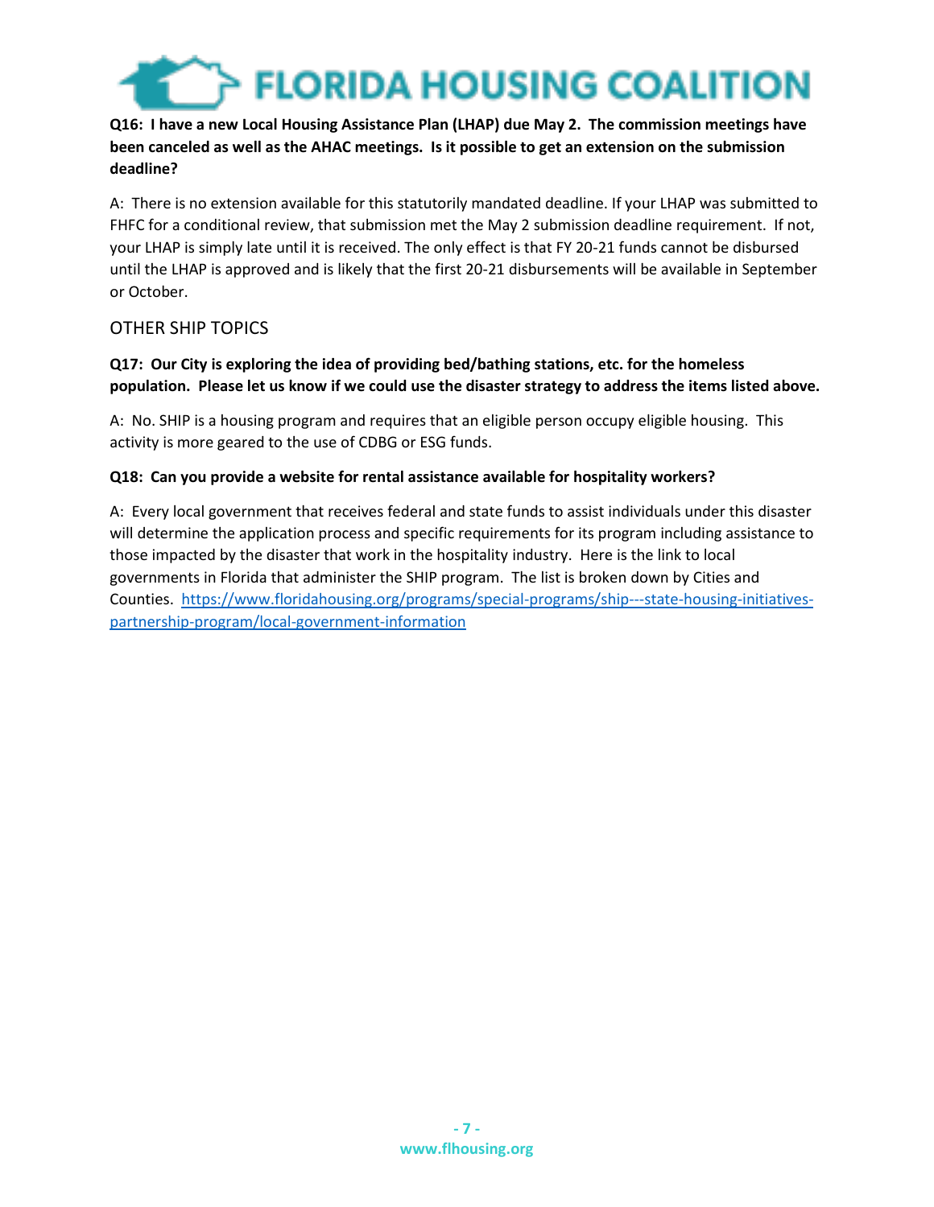**Q16: I have a new Local Housing Assistance Plan (LHAP) due May 2. The commission meetings have been canceled as well as the AHAC meetings. Is it possible to get an extension on the submission deadline?**

A: There is no extension available for this statutorily mandated deadline. If your LHAP was submitted to FHFC for a conditional review, that submission met the May 2 submission deadline requirement. If not, your LHAP is simply late until it is received. The only effect is that FY 20-21 funds cannot be disbursed until the LHAP is approved and is likely that the first 20-21 disbursements will be available in September or October.

## OTHER SHIP TOPICS

**Q17: Our City is exploring the idea of providing bed/bathing stations, etc. for the homeless population. Please let us know if we could use the disaster strategy to address the items listed above.**

A: No. SHIP is a housing program and requires that an eligible person occupy eligible housing. This activity is more geared to the use of CDBG or ESG funds.

**Q18: Can you provide a website for rental assistance available for hospitality workers?**

A: Every local government that receives federal and state funds to assist individuals under this disaster will determine the application process and specific requirements for its program including assistance to those impacted by the disaster that work in the hospitality industry. Here is the link to local governments in Florida that administer the SHIP program. The list is broken down by Cities and Counties. [https://www.floridahousing.org/programs/special-programs/ship---state-housing-initiatives-partnership-program/local-government-information](https://www.floridahousing.org/programs/special-programs/ship---state-housing-initiatives-partnership-program/local-government-information)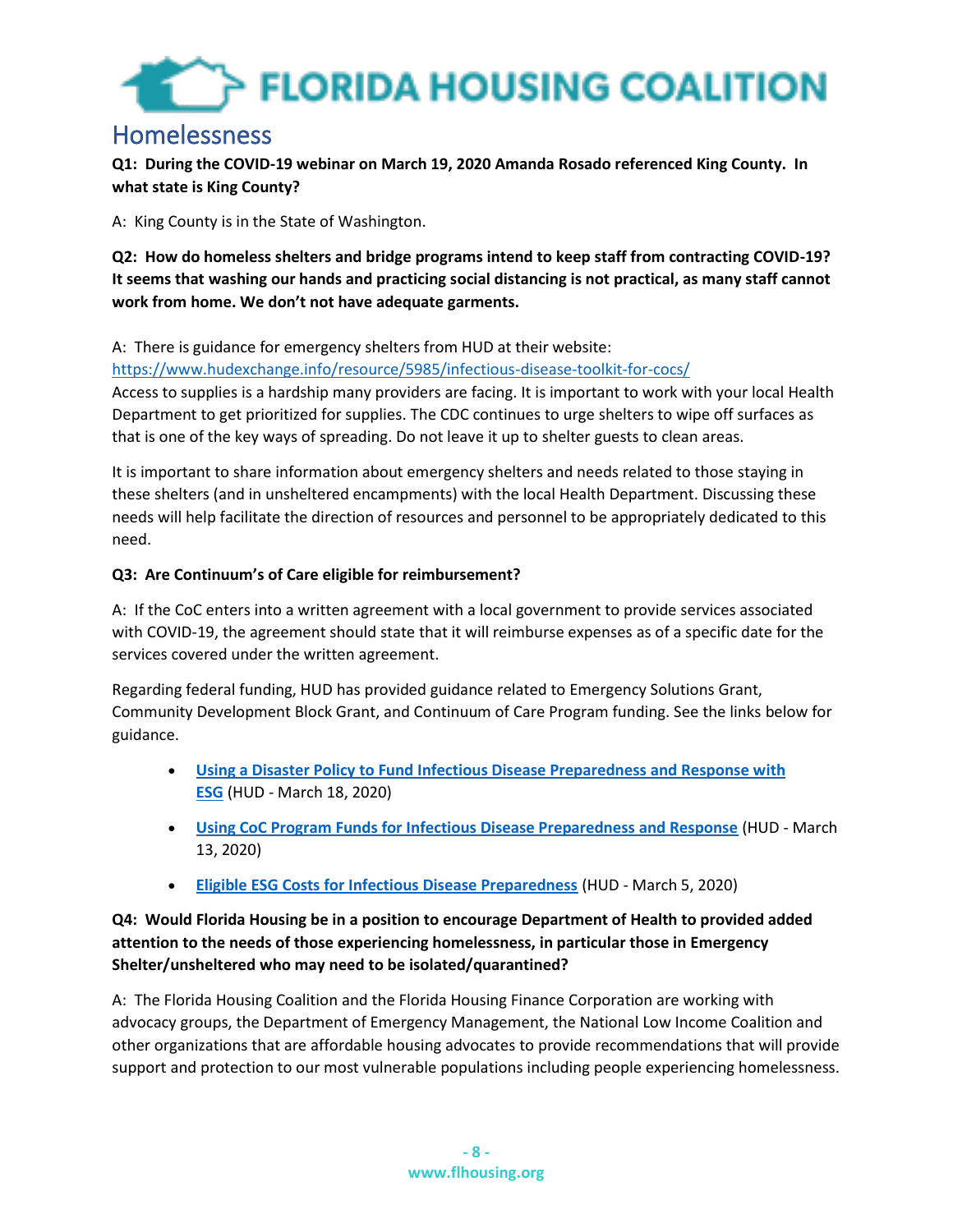## Homelessness

**Q1: During the COVID-19 webinar on March 19, 2020 Amanda Rosado referenced King County. In what state is King County?**

A: King County is in the State of Washington.

**Q2: How do homeless shelters and bridge programs intend to keep staff from contracting COVID-19? It seems that washing our hands and practicing social distancing is not practical, as many staff cannot work from home. We don't not have adequate garments.**

A: There is guidance for emergency shelters from HUD at their website:
https://www.hudexchange.info/resource/5985/infectious-disease-toolkit-for-cocs/
Access to supplies is a hardship many providers are facing. It is important to work with your local Health Department to get prioritized for supplies. The CDC continues to urge shelters to wipe off surfaces as that is one of the key ways of spreading. Do not leave it up to shelter guests to clean areas.

It is important to share information about emergency shelters and needs related to those staying in these shelters (and in unsheltered encampments) with the local Health Department. Discussing these needs will help facilitate the direction of resources and personnel to be appropriately dedicated to this need.

**Q3: Are Continuum's of Care eligible for reimbursement?**

A: If the CoC enters into a written agreement with a local government to provide services associated with COVID-19, the agreement should state that it will reimburse expenses as of a specific date for the services covered under the written agreement.

Regarding federal funding, HUD has provided guidance related to Emergency Solutions Grant, Community Development Block Grant, and Continuum of Care Program funding. See the links below for guidance.

- **Using a Disaster Policy to Fund Infectious Disease Preparedness and Response with ESG** (HUD - March 18, 2020)
- **Using CoC Program Funds for Infectious Disease Preparedness and Response** (HUD - March 13, 2020)
- **Eligible ESG Costs for Infectious Disease Preparedness** (HUD - March 5, 2020)

**Q4: Would Florida Housing be in a position to encourage Department of Health to provided added attention to the needs of those experiencing homelessness, in particular those in Emergency Shelter/unsheltered who may need to be isolated/quarantined?**

A: The Florida Housing Coalition and the Florida Housing Finance Corporation are working with advocacy groups, the Department of Emergency Management, the National Low Income Coalition and other organizations that are affordable housing advocates to provide recommendations that will provide support and protection to our most vulnerable populations including people experiencing homelessness.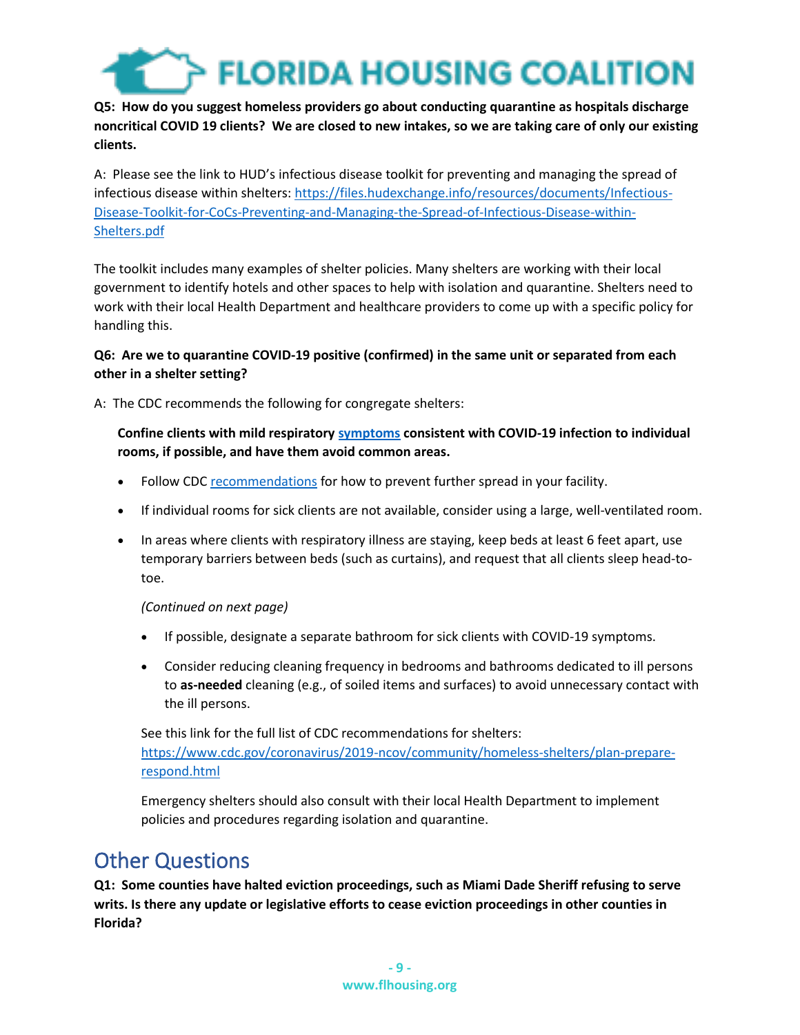**Q5: How do you suggest homeless providers go about conducting quarantine as hospitals discharge noncritical COVID 19 clients? We are closed to new intakes, so we are taking care of only our existing clients.**

A: Please see the link to HUD's infectious disease toolkit for preventing and managing the spread of infectious disease within shelters: https://files.hudexchange.info/resources/documents/Infectious-Disease-Toolkit-for-CoCs-Preventing-and-Managing-the-Spread-of-Infectious-Disease-within-Shelters.pdf

The toolkit includes many examples of shelter policies. Many shelters are working with their local government to identify hotels and other spaces to help with isolation and quarantine. Shelters need to work with their local Health Department and healthcare providers to come up with a specific policy for handling this.

**Q6: Are we to quarantine COVID-19 positive (confirmed) in the same unit or separated from each other in a shelter setting?**

A: The CDC recommends the following for congregate shelters:

**Confine clients with mild respiratory symptoms consistent with COVID-19 infection to individual rooms, if possible, and have them avoid common areas.**

- Follow CDC recommendations for how to prevent further spread in your facility.
- If individual rooms for sick clients are not available, consider using a large, well-ventilated room.
- In areas where clients with respiratory illness are staying, keep beds at least 6 feet apart, use temporary barriers between beds (such as curtains), and request that all clients sleep head-to-toe.

*(Continued on next page)*

- If possible, designate a separate bathroom for sick clients with COVID-19 symptoms.
- Consider reducing cleaning frequency in bedrooms and bathrooms dedicated to ill persons to **as-needed** cleaning (e.g., of soiled items and surfaces) to avoid unnecessary contact with the ill persons.

See this link for the full list of CDC recommendations for shelters: https://www.cdc.gov/coronavirus/2019-ncov/community/homeless-shelters/plan-prepare-respond.html

Emergency shelters should also consult with their local Health Department to implement policies and procedures regarding isolation and quarantine.

## Other Questions

**Q1: Some counties have halted eviction proceedings, such as Miami Dade Sheriff refusing to serve writs. Is there any update or legislative efforts to cease eviction proceedings in other counties in Florida?**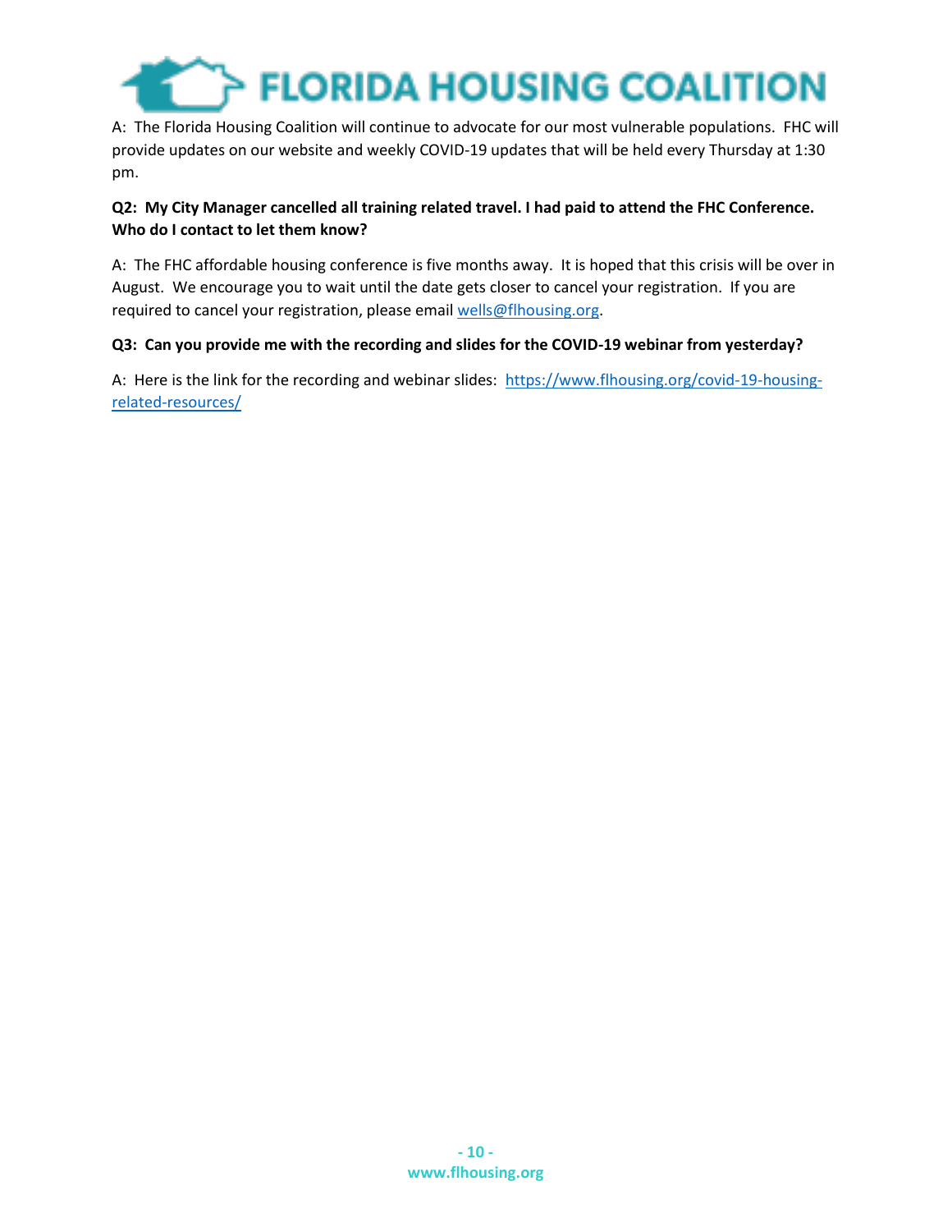A: The Florida Housing Coalition will continue to advocate for our most vulnerable populations. FHC will provide updates on our website and weekly COVID-19 updates that will be held every Thursday at 1:30 pm.

**Q2: My City Manager cancelled all training related travel. I had paid to attend the FHC Conference. Who do I contact to let them know?**

A: The FHC affordable housing conference is five months away. It is hoped that this crisis will be over in August. We encourage you to wait until the date gets closer to cancel your registration. If you are required to cancel your registration, please email [wells@flhousing.org](mailto:wells@flhousing.org).

**Q3: Can you provide me with the recording and slides for the COVID-19 webinar from yesterday?**

A: Here is the link for the recording and webinar slides: [https://www.flhousing.org/covid-19-housing-related-resources/](https://www.flhousing.org/covid-19-housing-related-resources/)